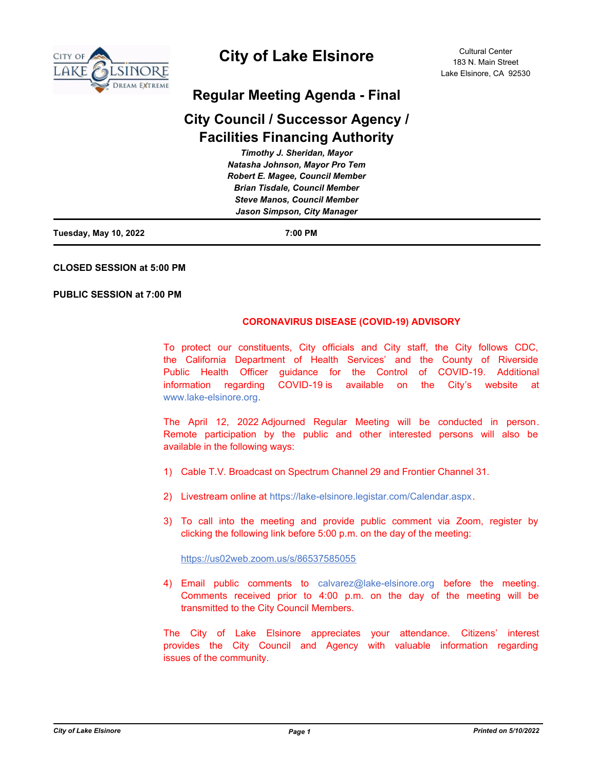# City of Lake Elsinore

Cultural Center
183 N. Main Street
Lake Elsinore, CA 92530

## Regular Meeting Agenda - Final

## City Council / Successor Agency / Facilities Financing Authority

*Timothy J. Sheridan, Mayor*
*Natasha Johnson, Mayor Pro Tem*
*Robert E. Magee, Council Member*
*Brian Tisdale, Council Member*
*Steve Manos, Council Member*
*Jason Simpson, City Manager*

---

**Tuesday, May 10, 2022** **7:00 PM**

---

**CLOSED SESSION at 5:00 PM**

**PUBLIC SESSION at 7:00 PM**

**CORONAVIRUS DISEASE (COVID-19) ADVISORY**

To protect our constituents, City officials and City staff, the City follows CDC, the California Department of Health Services' and the County of Riverside Public Health Officer guidance for the Control of COVID-19. Additional information regarding COVID-19 is available on the City's website at www.lake-elsinore.org.

The April 12, 2022 Adjourned Regular Meeting will be conducted in person. Remote participation by the public and other interested persons will also be available in the following ways:

1) Cable T.V. Broadcast on Spectrum Channel 29 and Frontier Channel 31.

2) Livestream online at https://lake-elsinore.legistar.com/Calendar.aspx.

3) To call into the meeting and provide public comment via Zoom, register by clicking the following link before 5:00 p.m. on the day of the meeting:

   https://us02web.zoom.us/s/86537585055

4) Email public comments to calvarez@lake-elsinore.org before the meeting. Comments received prior to 4:00 p.m. on the day of the meeting will be transmitted to the City Council Members.

The City of Lake Elsinore appreciates your attendance. Citizens' interest provides the City Council and Agency with valuable information regarding issues of the community.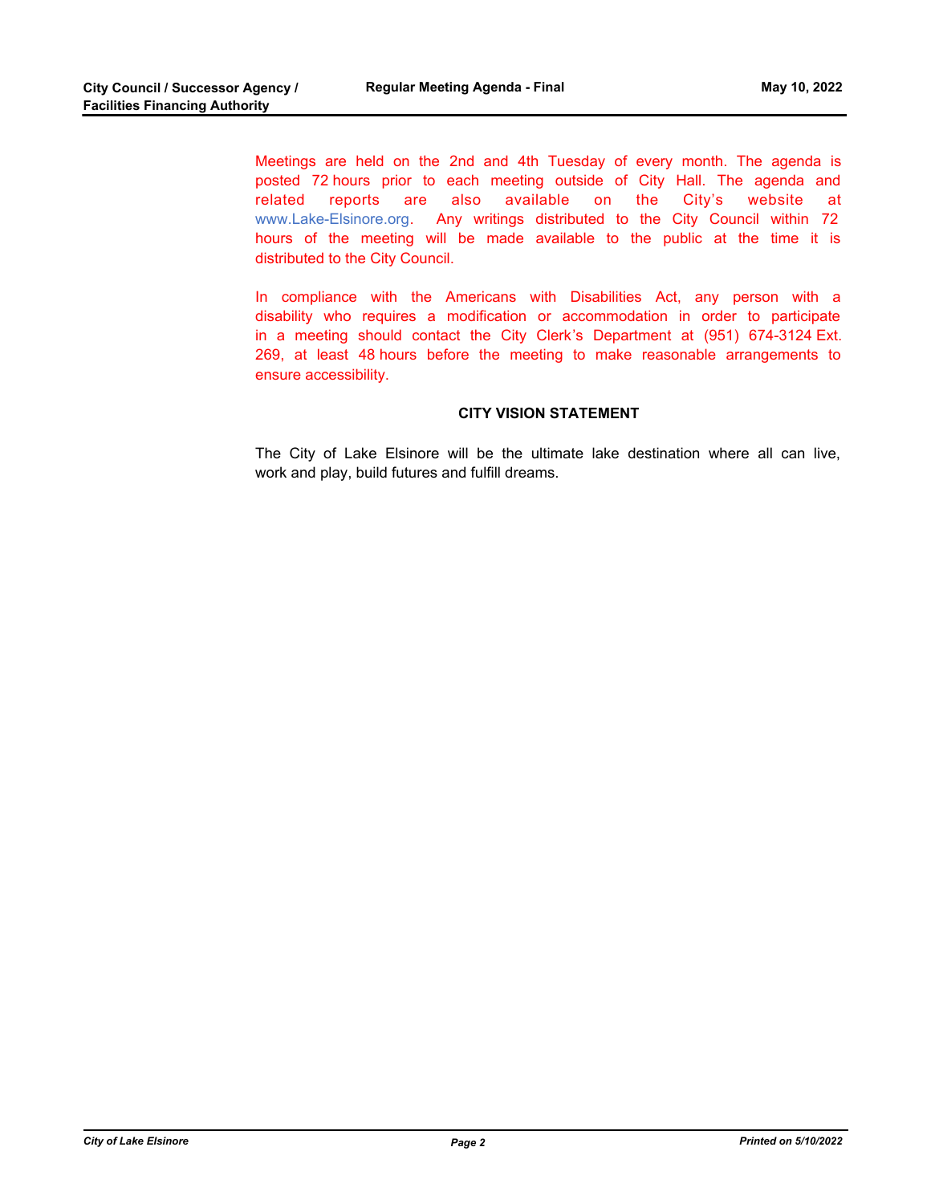Meetings are held on the 2nd and 4th Tuesday of every month. The agenda is posted 72 hours prior to each meeting outside of City Hall. The agenda and related reports are also available on the City's website at www.Lake-Elsinore.org. Any writings distributed to the City Council within 72 hours of the meeting will be made available to the public at the time it is distributed to the City Council.

In compliance with the Americans with Disabilities Act, any person with a disability who requires a modification or accommodation in order to participate in a meeting should contact the City Clerk's Department at (951) 674-3124 Ext. 269, at least 48 hours before the meeting to make reasonable arrangements to ensure accessibility.

**CITY VISION STATEMENT**

The City of Lake Elsinore will be the ultimate lake destination where all can live, work and play, build futures and fulfill dreams.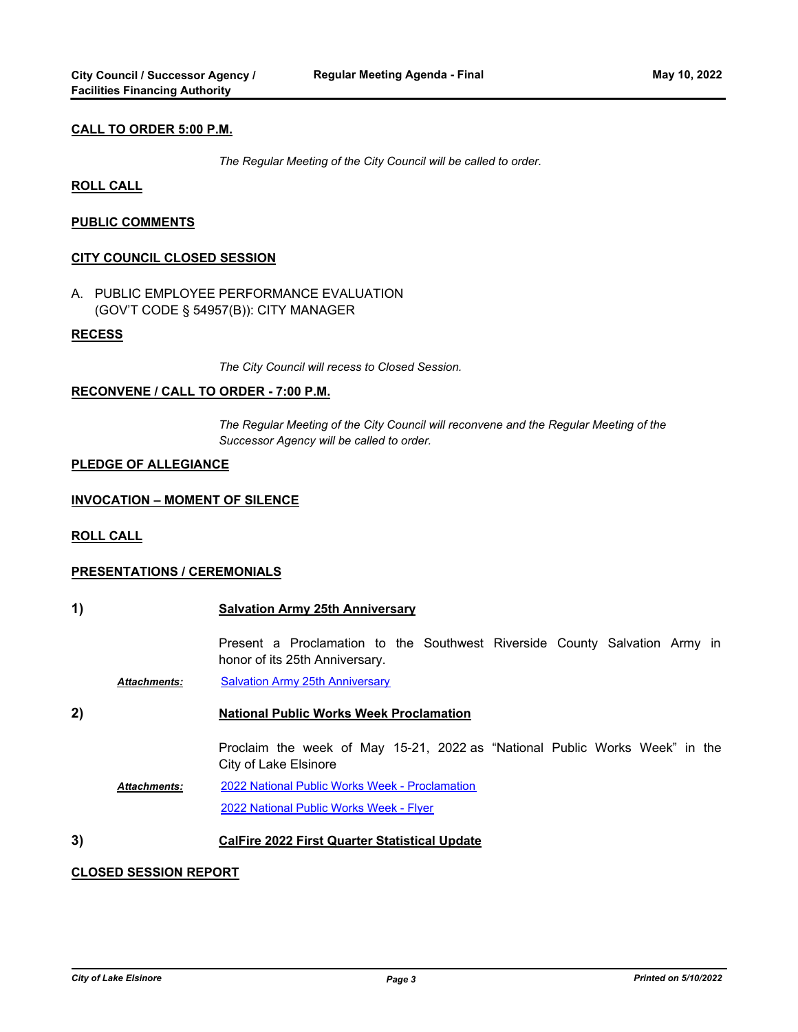**CALL TO ORDER 5:00 P.M.**

*The Regular Meeting of the City Council will be called to order.*

**ROLL CALL**

**PUBLIC COMMENTS**

**CITY COUNCIL CLOSED SESSION**

A. PUBLIC EMPLOYEE PERFORMANCE EVALUATION (GOV'T CODE § 54957(B)): CITY MANAGER

**RECESS**

*The City Council will recess to Closed Session.*

**RECONVENE / CALL TO ORDER - 7:00 P.M.**

*The Regular Meeting of the City Council will reconvene and the Regular Meeting of the Successor Agency will be called to order.*

**PLEDGE OF ALLEGIANCE**

**INVOCATION – MOMENT OF SILENCE**

**ROLL CALL**

**PRESENTATIONS / CEREMONIALS**

**1) Salvation Army 25th Anniversary**

Present a Proclamation to the Southwest Riverside County Salvation Army in honor of its 25th Anniversary.

***Attachments:*** Salvation Army 25th Anniversary

**2) National Public Works Week Proclamation**

Proclaim the week of May 15-21, 2022 as "National Public Works Week" in the City of Lake Elsinore

***Attachments:*** 2022 National Public Works Week - Proclamation
2022 National Public Works Week - Flyer

**3) CalFire 2022 First Quarter Statistical Update**

**CLOSED SESSION REPORT**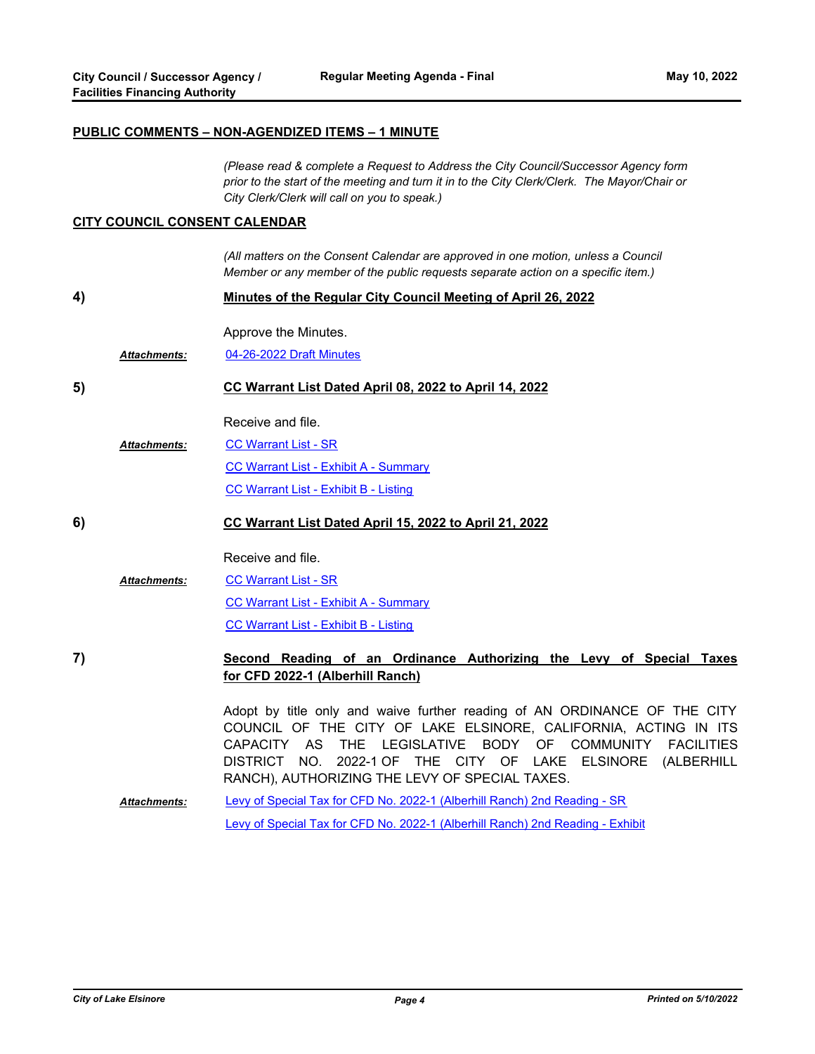## PUBLIC COMMENTS – NON-AGENDIZED ITEMS – 1 MINUTE

*(Please read & complete a Request to Address the City Council/Successor Agency form prior to the start of the meeting and turn it in to the City Clerk/Clerk. The Mayor/Chair or City Clerk/Clerk will call on you to speak.)*

## CITY COUNCIL CONSENT CALENDAR

*(All matters on the Consent Calendar are approved in one motion, unless a Council Member or any member of the public requests separate action on a specific item.)*

**4) Minutes of the Regular City Council Meeting of April 26, 2022**

Approve the Minutes.

***Attachments:*** 04-26-2022 Draft Minutes

**5) CC Warrant List Dated April 08, 2022 to April 14, 2022**

Receive and file.

***Attachments:*** CC Warrant List - SR

CC Warrant List - Exhibit A - Summary

CC Warrant List - Exhibit B - Listing

**6) CC Warrant List Dated April 15, 2022 to April 21, 2022**

Receive and file.

***Attachments:*** CC Warrant List - SR

CC Warrant List - Exhibit A - Summary

CC Warrant List - Exhibit B - Listing

**7) Second Reading of an Ordinance Authorizing the Levy of Special Taxes for CFD 2022-1 (Alberhill Ranch)**

Adopt by title only and waive further reading of AN ORDINANCE OF THE CITY COUNCIL OF THE CITY OF LAKE ELSINORE, CALIFORNIA, ACTING IN ITS CAPACITY AS THE LEGISLATIVE BODY OF COMMUNITY FACILITIES DISTRICT NO. 2022-1 OF THE CITY OF LAKE ELSINORE (ALBERHILL RANCH), AUTHORIZING THE LEVY OF SPECIAL TAXES.

***Attachments:*** Levy of Special Tax for CFD No. 2022-1 (Alberhill Ranch) 2nd Reading - SR

Levy of Special Tax for CFD No. 2022-1 (Alberhill Ranch) 2nd Reading - Exhibit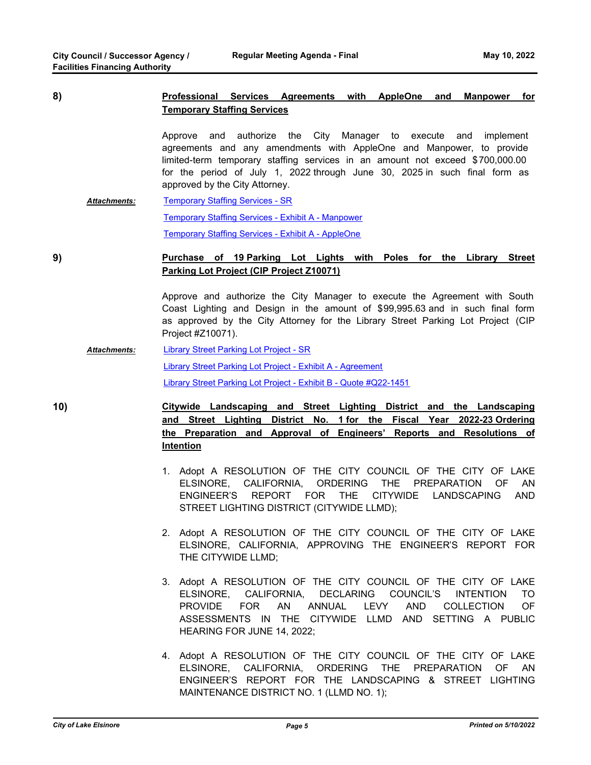**8)** **Professional Services Agreements with AppleOne and Manpower for Temporary Staffing Services**

Approve and authorize the City Manager to execute and implement agreements and any amendments with AppleOne and Manpower, to provide limited-term temporary staffing services in an amount not exceed $700,000.00 for the period of July 1, 2022 through June 30, 2025 in such final form as approved by the City Attorney.

***Attachments:*** Temporary Staffing Services - SR

Temporary Staffing Services - Exhibit A - Manpower

Temporary Staffing Services - Exhibit A - AppleOne

**9)** **Purchase of 19 Parking Lot Lights with Poles for the Library Street Parking Lot Project (CIP Project Z10071)**

Approve and authorize the City Manager to execute the Agreement with South Coast Lighting and Design in the amount of $99,995.63 and in such final form as approved by the City Attorney for the Library Street Parking Lot Project (CIP Project #Z10071).

***Attachments:*** Library Street Parking Lot Project - SR

Library Street Parking Lot Project - Exhibit A - Agreement

Library Street Parking Lot Project - Exhibit B - Quote #Q22-1451

**10)** **Citywide Landscaping and Street Lighting District and the Landscaping and Street Lighting District No. 1 for the Fiscal Year 2022-23 Ordering the Preparation and Approval of Engineers' Reports and Resolutions of Intention**

1. Adopt A RESOLUTION OF THE CITY COUNCIL OF THE CITY OF LAKE ELSINORE, CALIFORNIA, ORDERING THE PREPARATION OF AN ENGINEER'S REPORT FOR THE CITYWIDE LANDSCAPING AND STREET LIGHTING DISTRICT (CITYWIDE LLMD);

2. Adopt A RESOLUTION OF THE CITY COUNCIL OF THE CITY OF LAKE ELSINORE, CALIFORNIA, APPROVING THE ENGINEER'S REPORT FOR THE CITYWIDE LLMD;

3. Adopt A RESOLUTION OF THE CITY COUNCIL OF THE CITY OF LAKE ELSINORE, CALIFORNIA, DECLARING COUNCIL'S INTENTION TO PROVIDE FOR AN ANNUAL LEVY AND COLLECTION OF ASSESSMENTS IN THE CITYWIDE LLMD AND SETTING A PUBLIC HEARING FOR JUNE 14, 2022;

4. Adopt A RESOLUTION OF THE CITY COUNCIL OF THE CITY OF LAKE ELSINORE, CALIFORNIA, ORDERING THE PREPARATION OF AN ENGINEER'S REPORT FOR THE LANDSCAPING & STREET LIGHTING MAINTENANCE DISTRICT NO. 1 (LLMD NO. 1);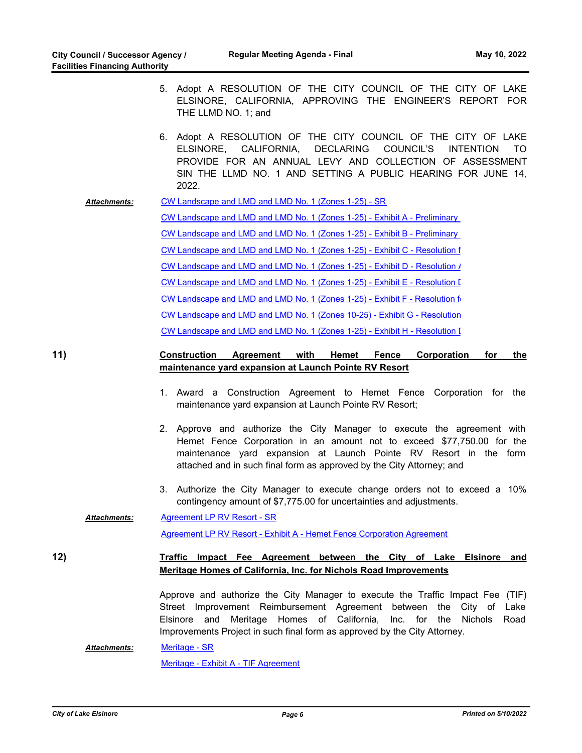5. Adopt A RESOLUTION OF THE CITY COUNCIL OF THE CITY OF LAKE ELSINORE, CALIFORNIA, APPROVING THE ENGINEER'S REPORT FOR THE LLMD NO. 1; and

6. Adopt A RESOLUTION OF THE CITY COUNCIL OF THE CITY OF LAKE ELSINORE, CALIFORNIA, DECLARING COUNCIL'S INTENTION TO PROVIDE FOR AN ANNUAL LEVY AND COLLECTION OF ASSESSMENT SIN THE LLMD NO. 1 AND SETTING A PUBLIC HEARING FOR JUNE 14, 2022.

***Attachments:***
- CW Landscape and LMD and LMD No. 1 (Zones 1-25) - SR
- CW Landscape and LMD and LMD No. 1 (Zones 1-25) - Exhibit A - Preliminary
- CW Landscape and LMD and LMD No. 1 (Zones 1-25) - Exhibit B - Preliminary
- CW Landscape and LMD and LMD No. 1 (Zones 1-25) - Exhibit C - Resolution f
- CW Landscape and LMD and LMD No. 1 (Zones 1-25) - Exhibit D - Resolution A
- CW Landscape and LMD and LMD No. 1 (Zones 1-25) - Exhibit E - Resolution D
- CW Landscape and LMD and LMD No. 1 (Zones 1-25) - Exhibit F - Resolution f
- CW Landscape and LMD and LMD No. 1 (Zones 10-25) - Exhibit G - Resolution
- CW Landscape and LMD and LMD No. 1 (Zones 1-25) - Exhibit H - Resolution D

**11) Construction Agreement with Hemet Fence Corporation for the maintenance yard expansion at Launch Pointe RV Resort**

1. Award a Construction Agreement to Hemet Fence Corporation for the maintenance yard expansion at Launch Pointe RV Resort;

2. Approve and authorize the City Manager to execute the agreement with Hemet Fence Corporation in an amount not to exceed $77,750.00 for the maintenance yard expansion at Launch Pointe RV Resort in the form attached and in such final form as approved by the City Attorney; and

3. Authorize the City Manager to execute change orders not to exceed a 10% contingency amount of $7,775.00 for uncertainties and adjustments.

***Attachments:***
- Agreement LP RV Resort - SR
- Agreement LP RV Resort - Exhibit A - Hemet Fence Corporation Agreement

**12) Traffic Impact Fee Agreement between the City of Lake Elsinore and Meritage Homes of California, Inc. for Nichols Road Improvements**

Approve and authorize the City Manager to execute the Traffic Impact Fee (TIF) Street Improvement Reimbursement Agreement between the City of Lake Elsinore and Meritage Homes of California, Inc. for the Nichols Road Improvements Project in such final form as approved by the City Attorney.

***Attachments:***
- Meritage - SR
- Meritage - Exhibit A - TIF Agreement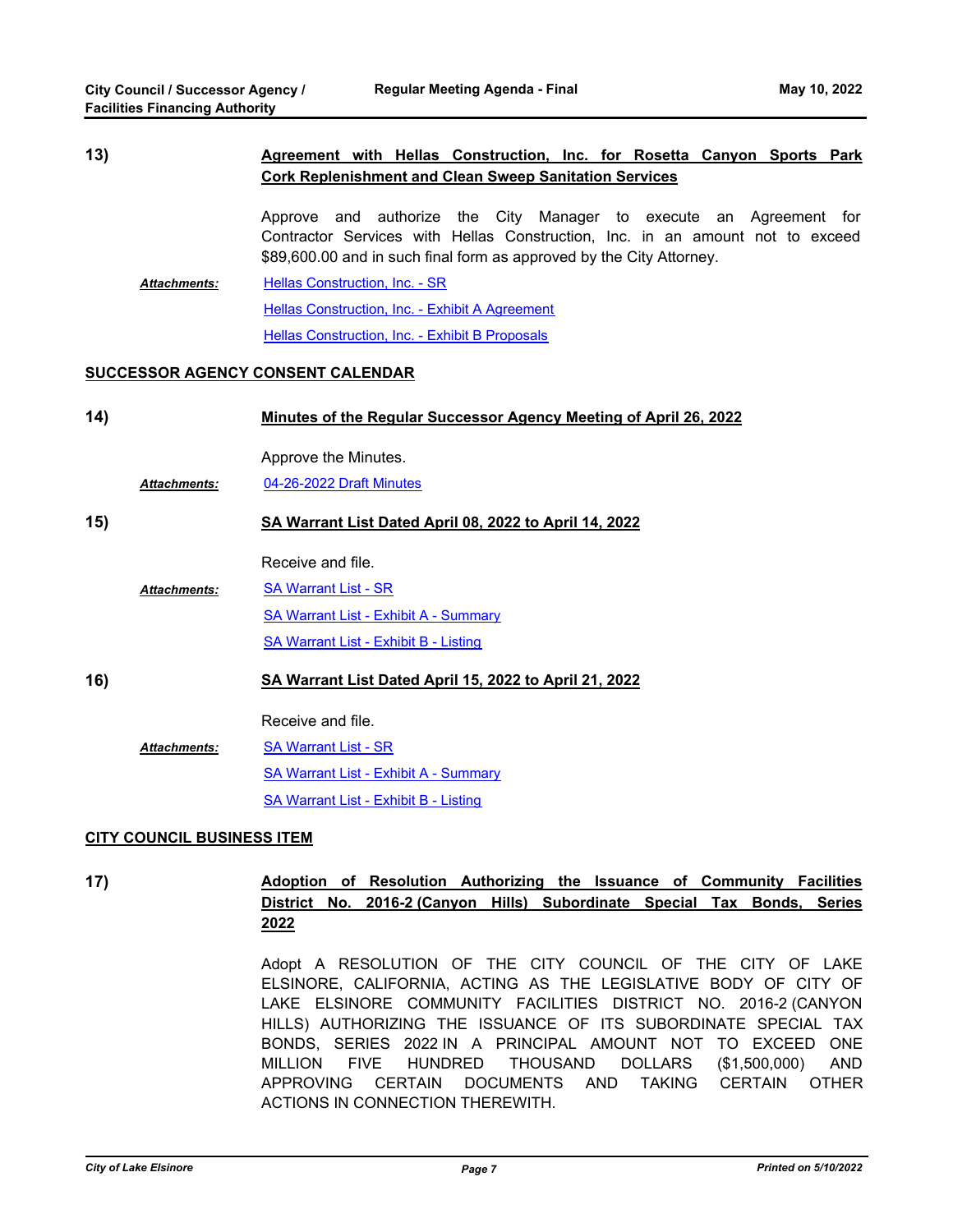**13)** **Agreement with Hellas Construction, Inc. for Rosetta Canyon Sports Park Cork Replenishment and Clean Sweep Sanitation Services**

Approve and authorize the City Manager to execute an Agreement for Contractor Services with Hellas Construction, Inc. in an amount not to exceed $89,600.00 and in such final form as approved by the City Attorney.

***Attachments:*** Hellas Construction, Inc. - SR
Hellas Construction, Inc. - Exhibit A Agreement
Hellas Construction, Inc. - Exhibit B Proposals

## SUCCESSOR AGENCY CONSENT CALENDAR

**14)** **Minutes of the Regular Successor Agency Meeting of April 26, 2022**

Approve the Minutes.

***Attachments:*** 04-26-2022 Draft Minutes

**15)** **SA Warrant List Dated April 08, 2022 to April 14, 2022**

Receive and file.

***Attachments:*** SA Warrant List - SR
SA Warrant List - Exhibit A - Summary
SA Warrant List - Exhibit B - Listing

**16)** **SA Warrant List Dated April 15, 2022 to April 21, 2022**

Receive and file.

***Attachments:*** SA Warrant List - SR
SA Warrant List - Exhibit A - Summary
SA Warrant List - Exhibit B - Listing

## CITY COUNCIL BUSINESS ITEM

**17)** **Adoption of Resolution Authorizing the Issuance of Community Facilities District No. 2016-2 (Canyon Hills) Subordinate Special Tax Bonds, Series 2022**

Adopt A RESOLUTION OF THE CITY COUNCIL OF THE CITY OF LAKE ELSINORE, CALIFORNIA, ACTING AS THE LEGISLATIVE BODY OF CITY OF LAKE ELSINORE COMMUNITY FACILITIES DISTRICT NO. 2016-2 (CANYON HILLS) AUTHORIZING THE ISSUANCE OF ITS SUBORDINATE SPECIAL TAX BONDS, SERIES 2022 IN A PRINCIPAL AMOUNT NOT TO EXCEED ONE MILLION FIVE HUNDRED THOUSAND DOLLARS ($1,500,000) AND APPROVING CERTAIN DOCUMENTS AND TAKING CERTAIN OTHER ACTIONS IN CONNECTION THEREWITH.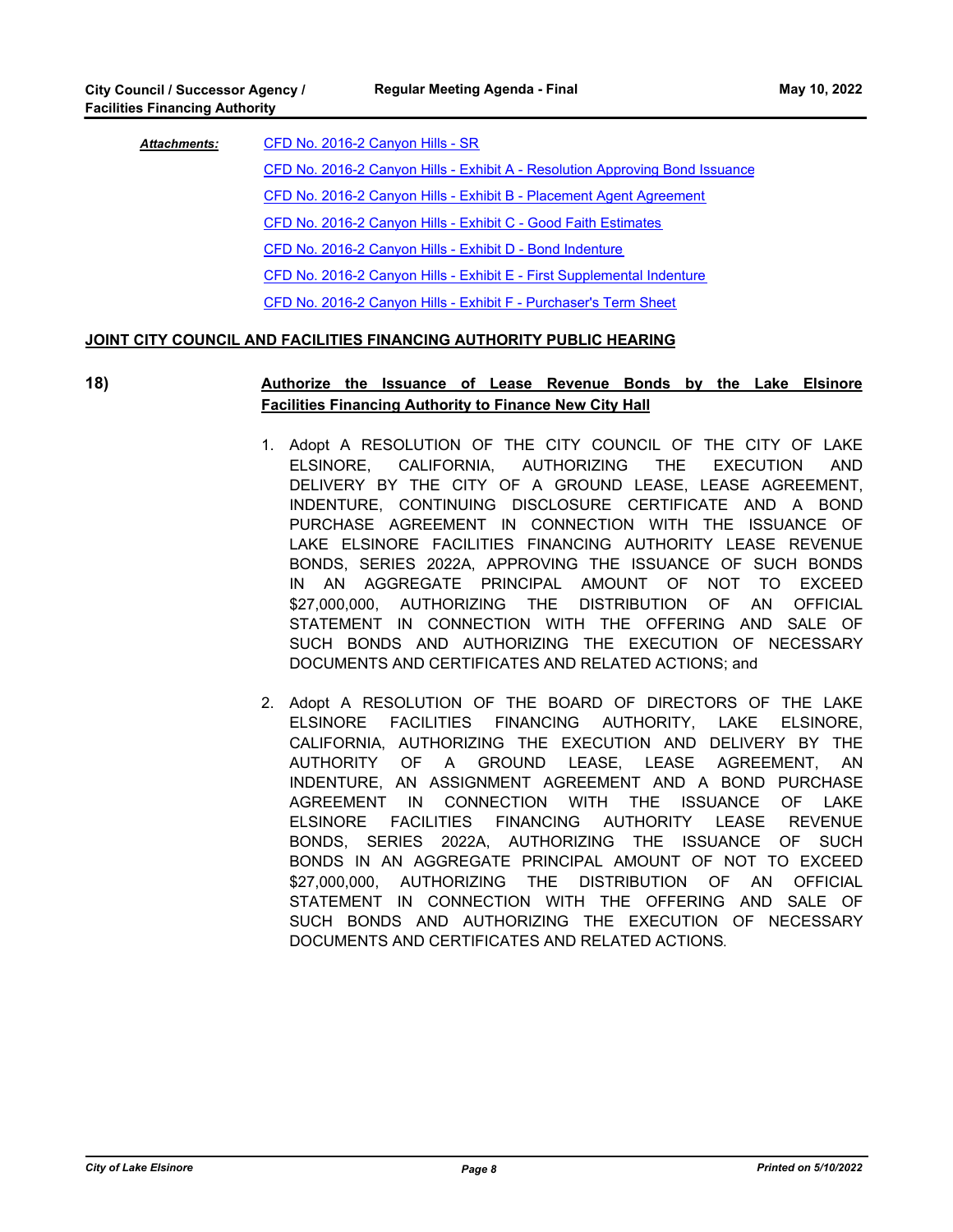***Attachments:***

- CFD No. 2016-2 Canyon Hills - SR
- CFD No. 2016-2 Canyon Hills - Exhibit A - Resolution Approving Bond Issuance
- CFD No. 2016-2 Canyon Hills - Exhibit B - Placement Agent Agreement
- CFD No. 2016-2 Canyon Hills - Exhibit C - Good Faith Estimates
- CFD No. 2016-2 Canyon Hills - Exhibit D - Bond Indenture
- CFD No. 2016-2 Canyon Hills - Exhibit E - First Supplemental Indenture
- CFD No. 2016-2 Canyon Hills - Exhibit F - Purchaser's Term Sheet

## JOINT CITY COUNCIL AND FACILITIES FINANCING AUTHORITY PUBLIC HEARING

**18) Authorize the Issuance of Lease Revenue Bonds by the Lake Elsinore Facilities Financing Authority to Finance New City Hall**

1. Adopt A RESOLUTION OF THE CITY COUNCIL OF THE CITY OF LAKE ELSINORE, CALIFORNIA, AUTHORIZING THE EXECUTION AND DELIVERY BY THE CITY OF A GROUND LEASE, LEASE AGREEMENT, INDENTURE, CONTINUING DISCLOSURE CERTIFICATE AND A BOND PURCHASE AGREEMENT IN CONNECTION WITH THE ISSUANCE OF LAKE ELSINORE FACILITIES FINANCING AUTHORITY LEASE REVENUE BONDS, SERIES 2022A, APPROVING THE ISSUANCE OF SUCH BONDS IN AN AGGREGATE PRINCIPAL AMOUNT OF NOT TO EXCEED $27,000,000, AUTHORIZING THE DISTRIBUTION OF AN OFFICIAL STATEMENT IN CONNECTION WITH THE OFFERING AND SALE OF SUCH BONDS AND AUTHORIZING THE EXECUTION OF NECESSARY DOCUMENTS AND CERTIFICATES AND RELATED ACTIONS; and

2. Adopt A RESOLUTION OF THE BOARD OF DIRECTORS OF THE LAKE ELSINORE FACILITIES FINANCING AUTHORITY, LAKE ELSINORE, CALIFORNIA, AUTHORIZING THE EXECUTION AND DELIVERY BY THE AUTHORITY OF A GROUND LEASE, LEASE AGREEMENT, AN INDENTURE, AN ASSIGNMENT AGREEMENT AND A BOND PURCHASE AGREEMENT IN CONNECTION WITH THE ISSUANCE OF LAKE ELSINORE FACILITIES FINANCING AUTHORITY LEASE REVENUE BONDS, SERIES 2022A, AUTHORIZING THE ISSUANCE OF SUCH BONDS IN AN AGGREGATE PRINCIPAL AMOUNT OF NOT TO EXCEED $27,000,000, AUTHORIZING THE DISTRIBUTION OF AN OFFICIAL STATEMENT IN CONNECTION WITH THE OFFERING AND SALE OF SUCH BONDS AND AUTHORIZING THE EXECUTION OF NECESSARY DOCUMENTS AND CERTIFICATES AND RELATED ACTIONS.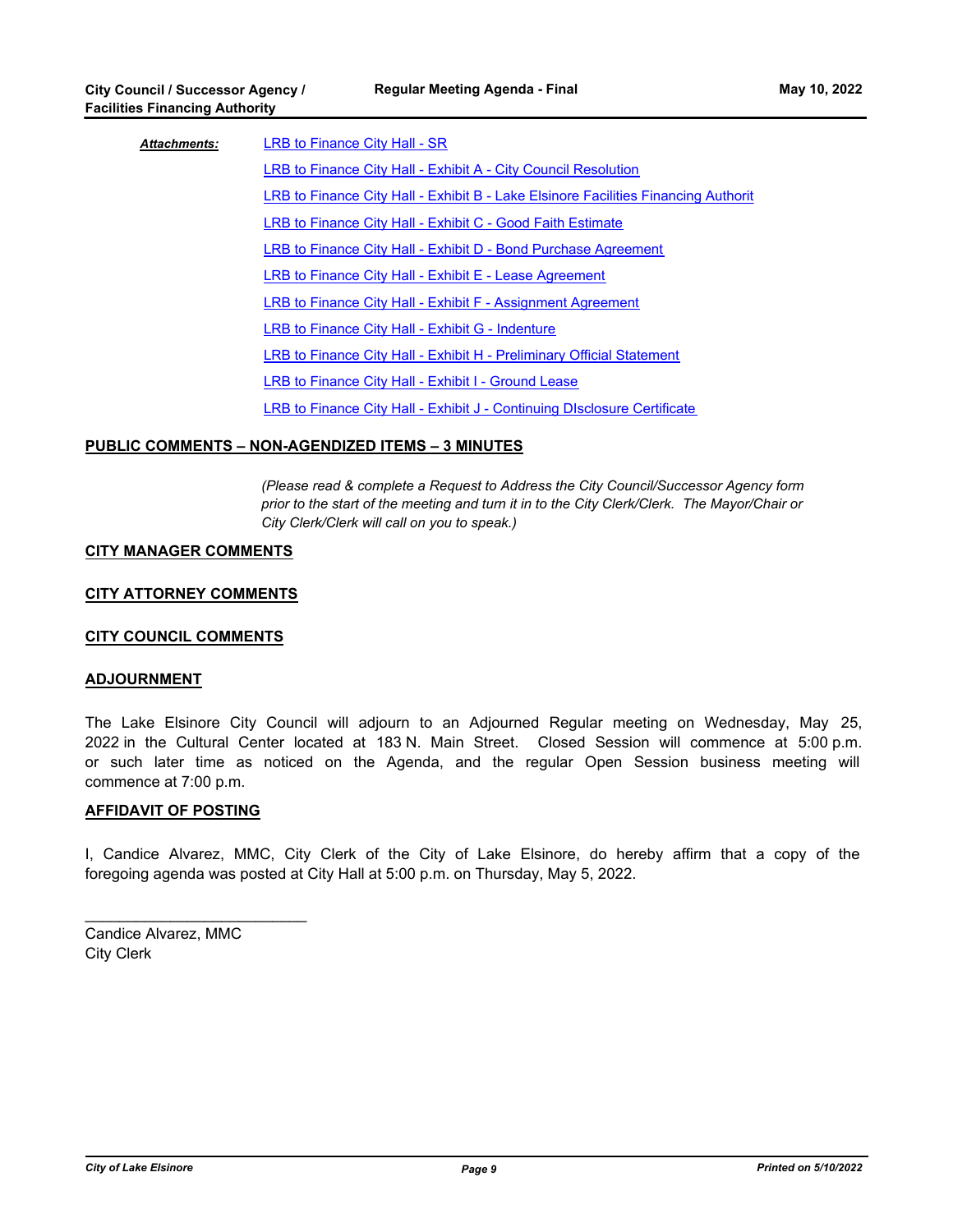***Attachments:***

LRB to Finance City Hall - SR

LRB to Finance City Hall - Exhibit A - City Council Resolution

LRB to Finance City Hall - Exhibit B - Lake Elsinore Facilities Financing Authorit

LRB to Finance City Hall - Exhibit C - Good Faith Estimate

LRB to Finance City Hall - Exhibit D - Bond Purchase Agreement

LRB to Finance City Hall - Exhibit E - Lease Agreement

LRB to Finance City Hall - Exhibit F - Assignment Agreement

LRB to Finance City Hall - Exhibit G - Indenture

LRB to Finance City Hall - Exhibit H - Preliminary Official Statement

LRB to Finance City Hall - Exhibit I - Ground Lease

LRB to Finance City Hall - Exhibit J - Continuing DIsclosure Certificate

## PUBLIC COMMENTS – NON-AGENDIZED ITEMS – 3 MINUTES

*(Please read & complete a Request to Address the City Council/Successor Agency form prior to the start of the meeting and turn it in to the City Clerk/Clerk. The Mayor/Chair or City Clerk/Clerk will call on you to speak.)*

## CITY MANAGER COMMENTS

## CITY ATTORNEY COMMENTS

## CITY COUNCIL COMMENTS

## ADJOURNMENT

The Lake Elsinore City Council will adjourn to an Adjourned Regular meeting on Wednesday, May 25, 2022 in the Cultural Center located at 183 N. Main Street. Closed Session will commence at 5:00 p.m. or such later time as noticed on the Agenda, and the regular Open Session business meeting will commence at 7:00 p.m.

## AFFIDAVIT OF POSTING

I, Candice Alvarez, MMC, City Clerk of the City of Lake Elsinore, do hereby affirm that a copy of the foregoing agenda was posted at City Hall at 5:00 p.m. on Thursday, May 5, 2022.

___________________________

Candice Alvarez, MMC
City Clerk